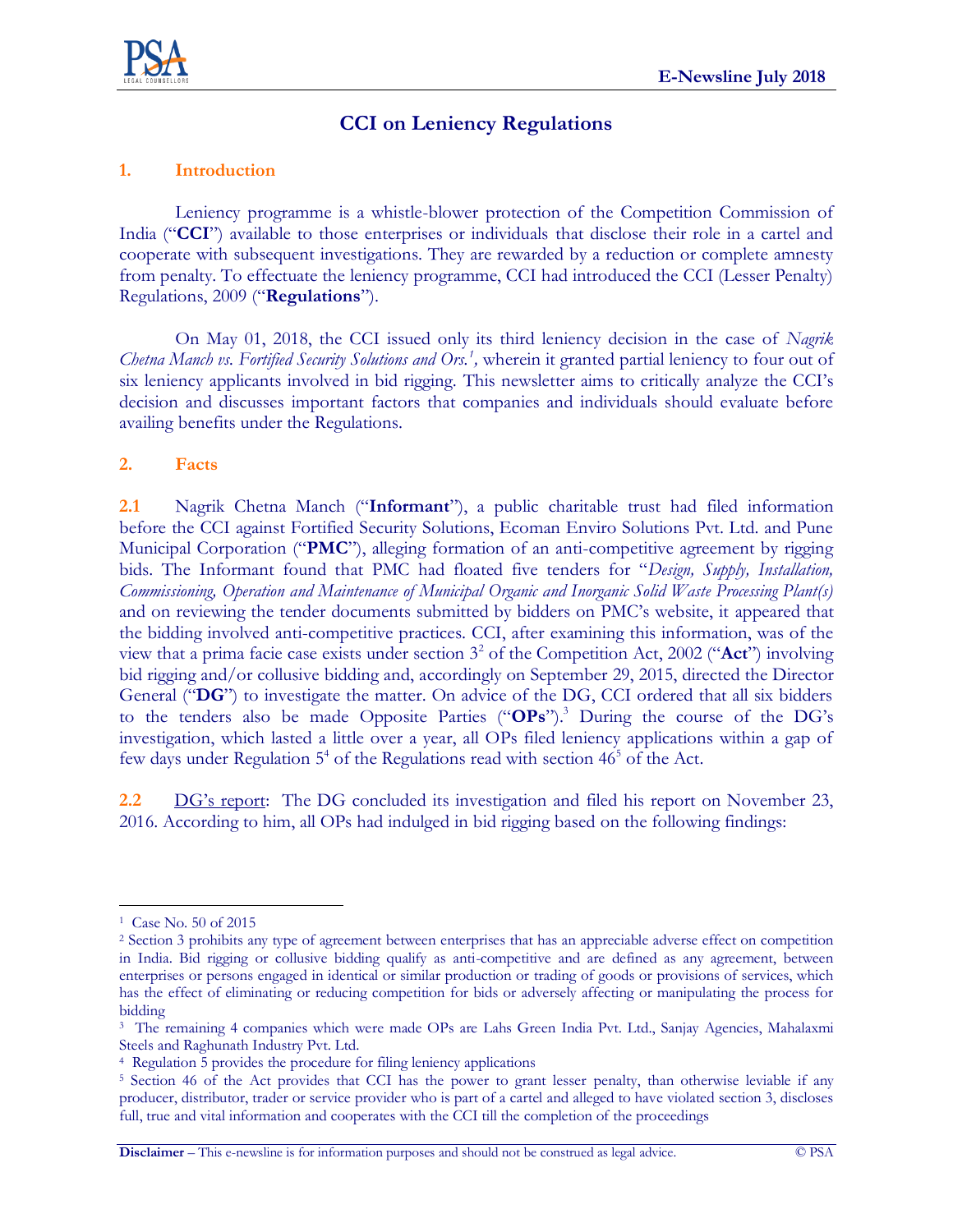# CCI on Leniency Regulations

## 1. Introduction

Leniency programme is a whistle-blower protection of the Competition Commission of India ("**CCI**") available to those enterprises or individuals that disclose their role in a cartel and cooperate with subsequent investigations. They are rewarded by a reduction or complete amnesty from penalty. To effectuate the leniency programme, CCI had introduced the CCI (Lesser Penalty) Regulations, 2009 ("**Regulations**").

On May 01, 2018, the CCI issued only its third leniency decision in the case of *Nagrik Chetna Manch vs. Fortified Security Solutions and Ors.*[1]*,* wherein it granted partial leniency to four out of six leniency applicants involved in bid rigging. This newsletter aims to critically analyze the CCI's decision and discusses important factors that companies and individuals should evaluate before availing benefits under the Regulations.

## 2. Facts

**2.1** Nagrik Chetna Manch ("**Informant**"), a public charitable trust had filed information before the CCI against Fortified Security Solutions, Ecoman Enviro Solutions Pvt. Ltd. and Pune Municipal Corporation ("**PMC**"), alleging formation of an anti-competitive agreement by rigging bids. The Informant found that PMC had floated five tenders for "*Design, Supply, Installation, Commissioning, Operation and Maintenance of Municipal Organic and Inorganic Solid Waste Processing Plant(s)* and on reviewing the tender documents submitted by bidders on PMC's website, it appeared that the bidding involved anti-competitive practices. CCI, after examining this information, was of the view that a prima facie case exists under section 3[2] of the Competition Act, 2002 ("**Act**") involving bid rigging and/or collusive bidding and, accordingly on September 29, 2015, directed the Director General ("**DG**") to investigate the matter. On advice of the DG, CCI ordered that all six bidders to the tenders also be made Opposite Parties ("**OPs**").[3] During the course of the DG's investigation, which lasted a little over a year, all OPs filed leniency applications within a gap of few days under Regulation 5[4] of the Regulations read with section 46[5] of the Act.

**2.2** DG's report: The DG concluded its investigation and filed his report on November 23, 2016. According to him, all OPs had indulged in bid rigging based on the following findings:

---

[1] Case No. 50 of 2015

[2] Section 3 prohibits any type of agreement between enterprises that has an appreciable adverse effect on competition in India. Bid rigging or collusive bidding qualify as anti-competitive and are defined as any agreement, between enterprises or persons engaged in identical or similar production or trading of goods or provisions of services, which has the effect of eliminating or reducing competition for bids or adversely affecting or manipulating the process for bidding

[3] The remaining 4 companies which were made OPs are Lahs Green India Pvt. Ltd., Sanjay Agencies, Mahalaxmi Steels and Raghunath Industry Pvt. Ltd.

[4] Regulation 5 provides the procedure for filing leniency applications

[5] Section 46 of the Act provides that CCI has the power to grant lesser penalty, than otherwise leviable if any producer, distributor, trader or service provider who is part of a cartel and alleged to have violated section 3, discloses full, true and vital information and cooperates with the CCI till the completion of the proceedings

**Disclaimer** – This e-newsline is for information purposes and should not be construed as legal advice. © PSA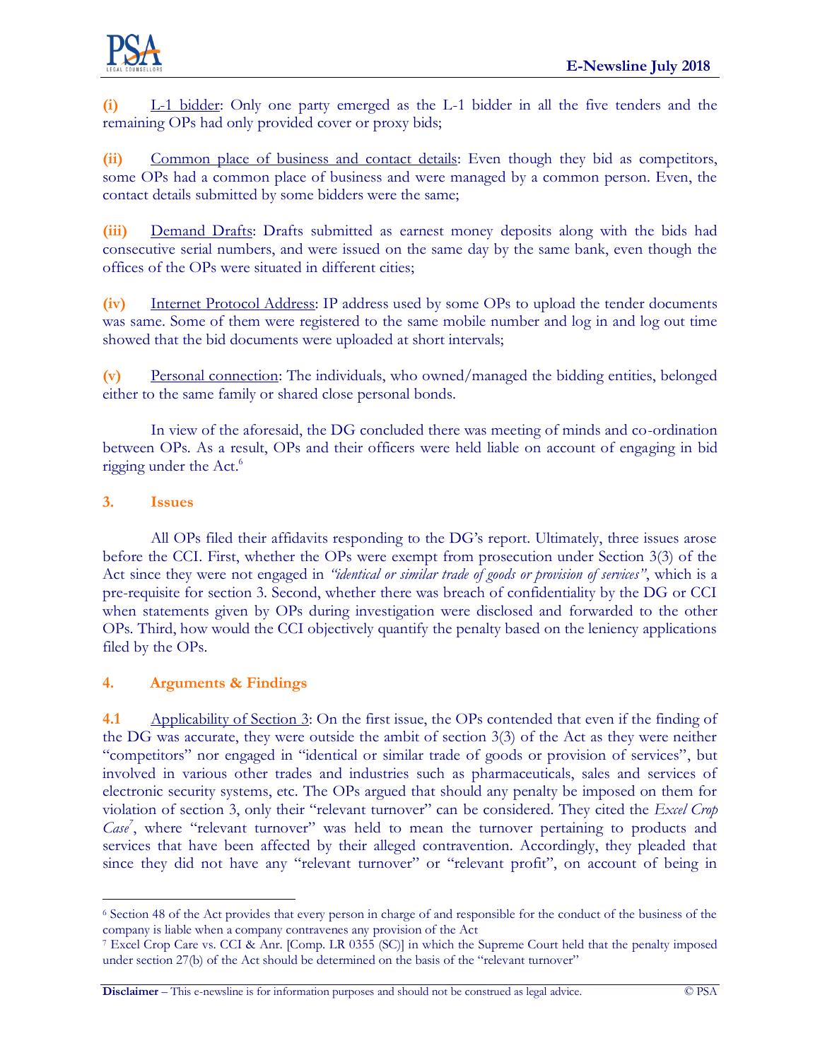**(i)** L-1 bidder: Only one party emerged as the L-1 bidder in all the five tenders and the remaining OPs had only provided cover or proxy bids;

**(ii)** Common place of business and contact details: Even though they bid as competitors, some OPs had a common place of business and were managed by a common person. Even, the contact details submitted by some bidders were the same;

**(iii)** Demand Drafts: Drafts submitted as earnest money deposits along with the bids had consecutive serial numbers, and were issued on the same day by the same bank, even though the offices of the OPs were situated in different cities;

**(iv)** Internet Protocol Address: IP address used by some OPs to upload the tender documents was same. Some of them were registered to the same mobile number and log in and log out time showed that the bid documents were uploaded at short intervals;

**(v)** Personal connection: The individuals, who owned/managed the bidding entities, belonged either to the same family or shared close personal bonds.

In view of the aforesaid, the DG concluded there was meeting of minds and co-ordination between OPs. As a result, OPs and their officers were held liable on account of engaging in bid rigging under the Act.[6]

## 3. Issues

All OPs filed their affidavits responding to the DG's report. Ultimately, three issues arose before the CCI. First, whether the OPs were exempt from prosecution under Section 3(3) of the Act since they were not engaged in *"identical or similar trade of goods or provision of services"*, which is a pre-requisite for section 3. Second, whether there was breach of confidentiality by the DG or CCI when statements given by OPs during investigation were disclosed and forwarded to the other OPs. Third, how would the CCI objectively quantify the penalty based on the leniency applications filed by the OPs.

## 4. Arguments & Findings

**4.1** Applicability of Section 3: On the first issue, the OPs contended that even if the finding of the DG was accurate, they were outside the ambit of section 3(3) of the Act as they were neither "competitors" nor engaged in "identical or similar trade of goods or provision of services", but involved in various other trades and industries such as pharmaceuticals, sales and services of electronic security systems, etc. The OPs argued that should any penalty be imposed on them for violation of section 3, only their "relevant turnover" can be considered. They cited the *Excel Crop Case*[7], where "relevant turnover" was held to mean the turnover pertaining to products and services that have been affected by their alleged contravention. Accordingly, they pleaded that since they did not have any "relevant turnover" or "relevant profit", on account of being in

---

[6] Section 48 of the Act provides that every person in charge of and responsible for the conduct of the business of the company is liable when a company contravenes any provision of the Act

[7] Excel Crop Care vs. CCI & Anr. [Comp. LR 0355 (SC)] in which the Supreme Court held that the penalty imposed under section 27(b) of the Act should be determined on the basis of the "relevant turnover"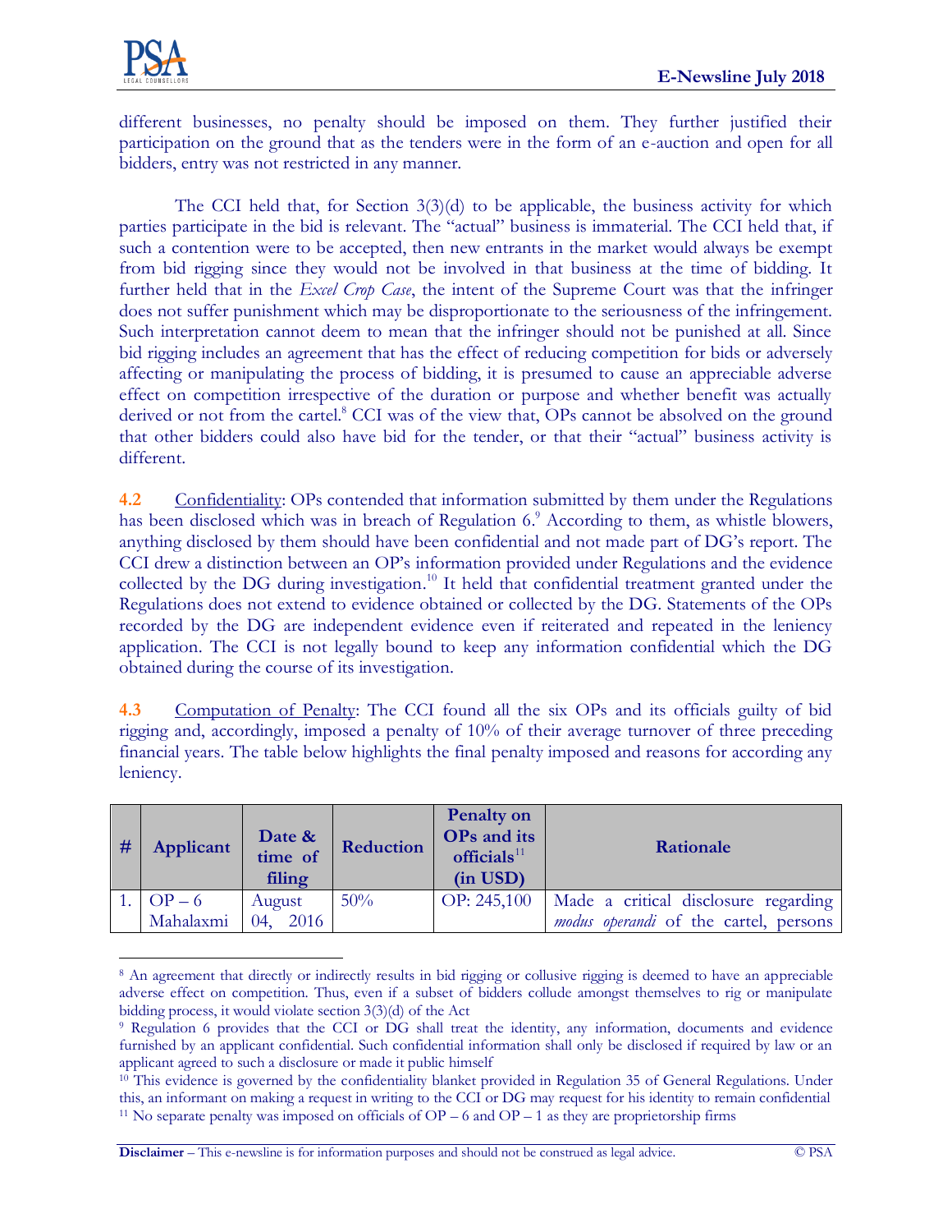different businesses, no penalty should be imposed on them. They further justified their participation on the ground that as the tenders were in the form of an e-auction and open for all bidders, entry was not restricted in any manner.

The CCI held that, for Section 3(3)(d) to be applicable, the business activity for which parties participate in the bid is relevant. The "actual" business is immaterial. The CCI held that, if such a contention were to be accepted, then new entrants in the market would always be exempt from bid rigging since they would not be involved in that business at the time of bidding. It further held that in the *Excel Crop Case*, the intent of the Supreme Court was that the infringer does not suffer punishment which may be disproportionate to the seriousness of the infringement. Such interpretation cannot deem to mean that the infringer should not be punished at all. Since bid rigging includes an agreement that has the effect of reducing competition for bids or adversely affecting or manipulating the process of bidding, it is presumed to cause an appreciable adverse effect on competition irrespective of the duration or purpose and whether benefit was actually derived or not from the cartel.[8] CCI was of the view that, OPs cannot be absolved on the ground that other bidders could also have bid for the tender, or that their "actual" business activity is different.

**4.2** Confidentiality: OPs contended that information submitted by them under the Regulations has been disclosed which was in breach of Regulation 6.[9] According to them, as whistle blowers, anything disclosed by them should have been confidential and not made part of DG's report. The CCI drew a distinction between an OP's information provided under Regulations and the evidence collected by the DG during investigation.[10] It held that confidential treatment granted under the Regulations does not extend to evidence obtained or collected by the DG. Statements of the OPs recorded by the DG are independent evidence even if reiterated and repeated in the leniency application. The CCI is not legally bound to keep any information confidential which the DG obtained during the course of its investigation.

**4.3** Computation of Penalty: The CCI found all the six OPs and its officials guilty of bid rigging and, accordingly, imposed a penalty of 10% of their average turnover of three preceding financial years. The table below highlights the final penalty imposed and reasons for according any leniency.

| # | Applicant | Date & time of filing | Reduction | Penalty on OPs and its officials[11] (in USD) | Rationale |
|---|---|---|---|---|---|
| 1. | OP – 6 Mahalaxmi | August 04, 2016 | 50% | OP: 245,100 | Made a critical disclosure regarding *modus operandi* of the cartel, persons |

[8] An agreement that directly or indirectly results in bid rigging or collusive rigging is deemed to have an appreciable adverse effect on competition. Thus, even if a subset of bidders collude amongst themselves to rig or manipulate bidding process, it would violate section 3(3)(d) of the Act

[9] Regulation 6 provides that the CCI or DG shall treat the identity, any information, documents and evidence furnished by an applicant confidential. Such confidential information shall only be disclosed if required by law or an applicant agreed to such a disclosure or made it public himself

[10] This evidence is governed by the confidentiality blanket provided in Regulation 35 of General Regulations. Under this, an informant on making a request in writing to the CCI or DG may request for his identity to remain confidential

[11] No separate penalty was imposed on officials of OP – 6 and OP – 1 as they are proprietorship firms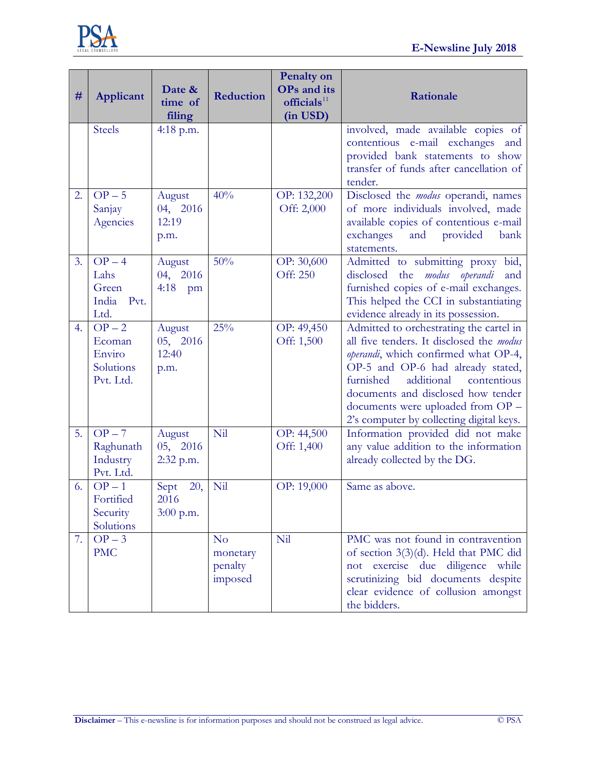| # | Applicant | Date & time of filing | Reduction | Penalty on OPs and its officials[11] (in USD) | Rationale |
|---|---|---|---|---|---|
| | Steels | 4:18 p.m. | | | involved, made available copies of contentious e-mail exchanges and provided bank statements to show transfer of funds after cancellation of tender. |
| 2. | OP – 5 Sanjay Agencies | August 04, 2016 12:19 p.m. | 40% | OP: 132,200 Off: 2,000 | Disclosed the *modus* operandi, names of more individuals involved, made available copies of contentious e-mail exchanges and provided bank statements. |
| 3. | OP – 4 Lahs Green India Pvt. Ltd. | August 04, 2016 4:18 pm | 50% | OP: 30,600 Off: 250 | Admitted to submitting proxy bid, disclosed the *modus operandi* and furnished copies of e-mail exchanges. This helped the CCI in substantiating evidence already in its possession. |
| 4. | OP – 2 Ecoman Enviro Solutions Pvt. Ltd. | August 05, 2016 12:40 p.m. | 25% | OP: 49,450 Off: 1,500 | Admitted to orchestrating the cartel in all five tenders. It disclosed the *modus operandi*, which confirmed what OP-4, OP-5 and OP-6 had already stated, furnished additional contentious documents and disclosed how tender documents were uploaded from OP – 2's computer by collecting digital keys. |
| 5. | OP – 7 Raghunath Industry Pvt. Ltd. | August 05, 2016 2:32 p.m. | Nil | OP: 44,500 Off: 1,400 | Information provided did not make any value addition to the information already collected by the DG. |
| 6. | OP – 1 Fortified Security Solutions | Sept 20, 2016 3:00 p.m. | Nil | OP: 19,000 | Same as above. |
| 7. | OP – 3 PMC | | No monetary penalty imposed | Nil | PMC was not found in contravention of section 3(3)(d). Held that PMC did not exercise due diligence while scrutinizing bid documents despite clear evidence of collusion amongst the bidders. |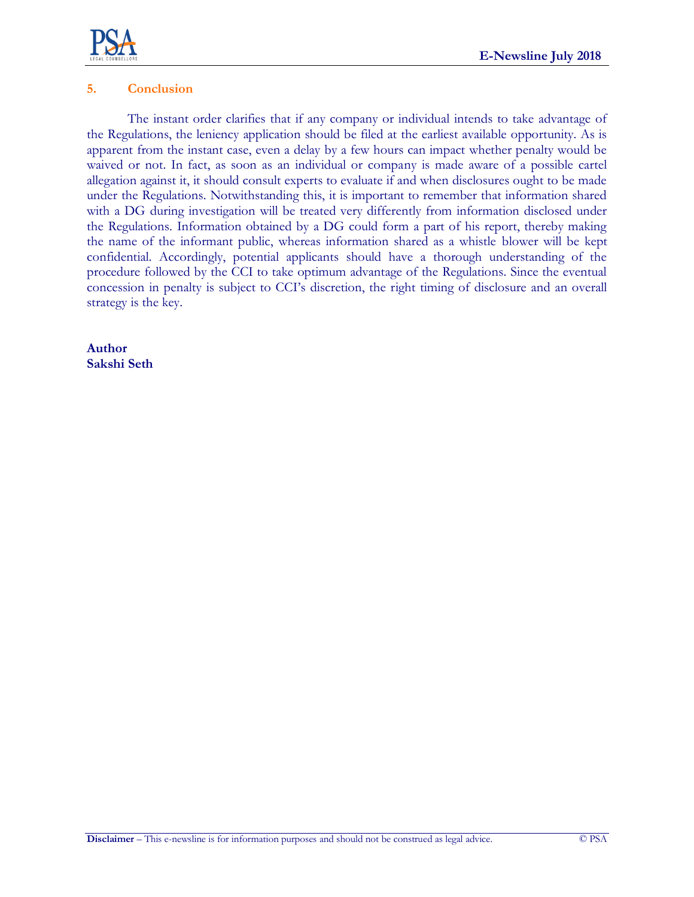## 5. Conclusion

The instant order clarifies that if any company or individual intends to take advantage of the Regulations, the leniency application should be filed at the earliest available opportunity. As is apparent from the instant case, even a delay by a few hours can impact whether penalty would be waived or not. In fact, as soon as an individual or company is made aware of a possible cartel allegation against it, it should consult experts to evaluate if and when disclosures ought to be made under the Regulations. Notwithstanding this, it is important to remember that information shared with a DG during investigation will be treated very differently from information disclosed under the Regulations. Information obtained by a DG could form a part of his report, thereby making the name of the informant public, whereas information shared as a whistle blower will be kept confidential. Accordingly, potential applicants should have a thorough understanding of the procedure followed by the CCI to take optimum advantage of the Regulations. Since the eventual concession in penalty is subject to CCI's discretion, the right timing of disclosure and an overall strategy is the key.

**Author**
**Sakshi Seth**

**Disclaimer** – This e-newsline is for information purposes and should not be construed as legal advice. © PSA